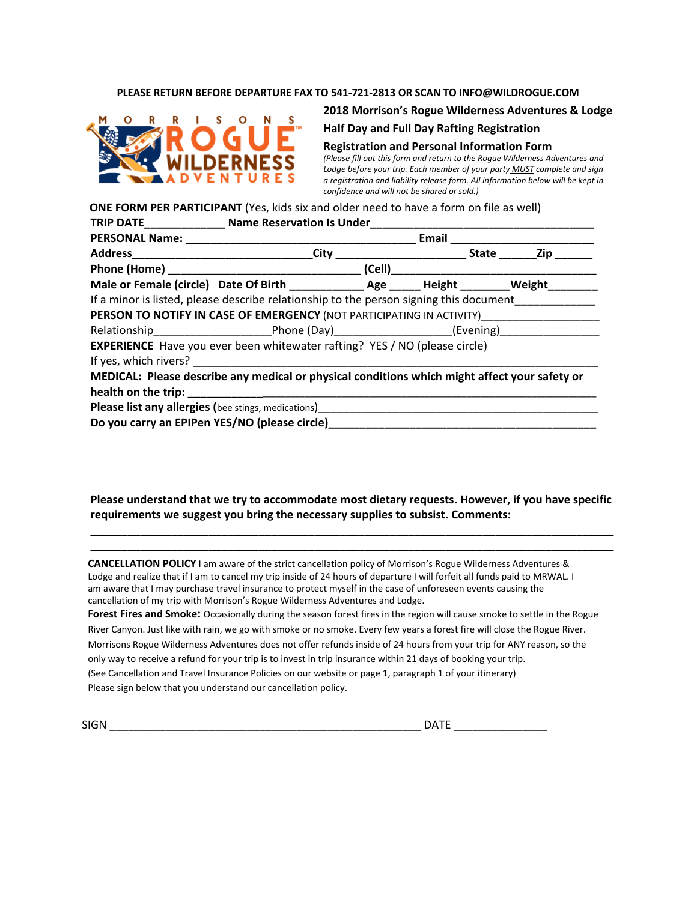**PLEASE RETURN BEFORE DEPARTURE FAX TO 541-721-2813 OR SCAN TO INFO@WILDROGUE.COM**

MORRISONS ROGUE WILDERNESS ADVENTURES

## 2018 Morrison's Rogue Wilderness Adventures & Lodge

## Half Day and Full Day Rafting Registration

## Registration and Personal Information Form

*(Please fill out this form and return to the Rogue Wilderness Adventures and Lodge before your trip. Each member of your party MUST complete and sign a registration and liability release form. All information below will be kept in confidence and will not be shared or sold.)*

**ONE FORM PER PARTICIPANT** (Yes, kids six and older need to have a form on file as well)

**TRIP DATE**_____________ **Name Reservation Is Under**_____________________________________

**PERSONAL Name:** _______________________________________ **Email** ________________________

**Address**_____________________________**City** ______________________ **State** ______**Zip** ______

**Phone (Home)** ______________________________ **(Cell)**___________________________________

**Male or Female (circle)** **Date Of Birth** ____________ **Age** _____ **Height** ________**Weight**________

If a minor is listed, please describe relationship to the person signing this document____________

**PERSON TO NOTIFY IN CASE OF EMERGENCY** (NOT PARTICIPATING IN ACTIVITY)___________________

Relationship___________________Phone (Day)__________________(Evening)________________

**EXPERIENCE** Have you ever been whitewater rafting? YES / NO (please circle)

If yes, which rivers? ____________________________________________________________________

**MEDICAL: Please describe any medical or physical conditions which might affect your safety or health on the trip:** ___________________________________________________________________

**Please list any allergies (**bee stings, medications)_____________________________________________

**Do you carry an EPIPen YES/NO (please circle)**____________________________________________

**Please understand that we try to accommodate most dietary requests. However, if you have specific requirements we suggest you bring the necessary supplies to subsist. Comments:**

______________________________________________________________________________

______________________________________________________________________________

**CANCELLATION POLICY** I am aware of the strict cancellation policy of Morrison's Rogue Wilderness Adventures & Lodge and realize that if I am to cancel my trip inside of 24 hours of departure I will forfeit all funds paid to MRWAL. I am aware that I may purchase travel insurance to protect myself in the case of unforeseen events causing the cancellation of my trip with Morrison's Rogue Wilderness Adventures and Lodge.

**Forest Fires and Smoke:** Occasionally during the season forest fires in the region will cause smoke to settle in the Rogue River Canyon. Just like with rain, we go with smoke or no smoke. Every few years a forest fire will close the Rogue River. Morrisons Rogue Wilderness Adventures does not offer refunds inside of 24 hours from your trip for ANY reason, so the only way to receive a refund for your trip is to invest in trip insurance within 21 days of booking your trip.
(See Cancellation and Travel Insurance Policies on our website or page 1, paragraph 1 of your itinerary)
Please sign below that you understand our cancellation policy.

SIGN ____________________________________________________ DATE ______________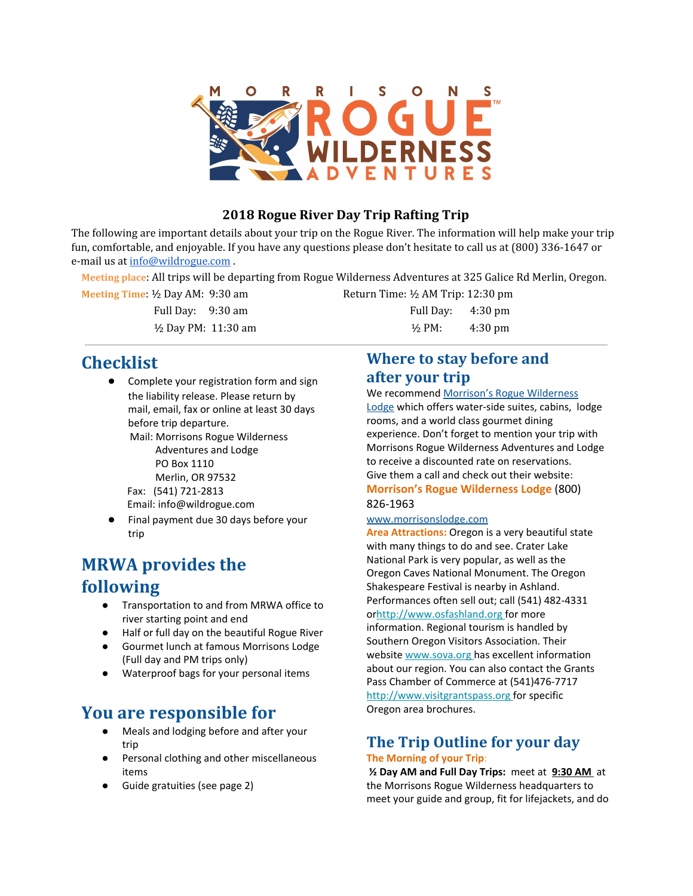## 2018 Rogue River Day Trip Rafting Trip

The following are important details about your trip on the Rogue River. The information will help make your trip fun, comfortable, and enjoyable. If you have any questions please don't hesitate to call us at (800) 336-1647 or e-mail us at info@wildrogue.com .

**Meeting place**: All trips will be departing from Rogue Wilderness Adventures at 325 Galice Rd Merlin, Oregon.

| **Meeting Time**: | | Return Time: | |
|---|---|---|---|
| ½ Day AM: | 9:30 am | ½ AM Trip: | 12:30 pm |
| Full Day: | 9:30 am | Full Day: | 4:30 pm |
| ½ Day PM: | 11:30 am | ½ PM: | 4:30 pm |

# Checklist

- Complete your registration form and sign the liability release. Please return by mail, email, fax or online at least 30 days before trip departure.
  Mail: Morrisons Rogue Wilderness Adventures and Lodge
  PO Box 1110
  Merlin, OR 97532
  Fax: (541) 721-2813
  Email: info@wildrogue.com
- Final payment due 30 days before your trip

# MRWA provides the following

- Transportation to and from MRWA office to river starting point and end
- Half or full day on the beautiful Rogue River
- Gourmet lunch at famous Morrisons Lodge (Full day and PM trips only)
- Waterproof bags for your personal items

# You are responsible for

- Meals and lodging before and after your trip
- Personal clothing and other miscellaneous items
- Guide gratuities (see page 2)

# Where to stay before and after your trip

We recommend Morrison's Rogue Wilderness Lodge which offers water-side suites, cabins, lodge rooms, and a world class gourmet dining experience. Don't forget to mention your trip with Morrisons Rogue Wilderness Adventures and Lodge to receive a discounted rate on reservations. Give them a call and check out their website:

**Morrison's Rogue Wilderness Lodge** (800) 826-1963

www.morrisonslodge.com

**Area Attractions:** Oregon is a very beautiful state with many things to do and see. Crater Lake National Park is very popular, as well as the Oregon Caves National Monument. The Oregon Shakespeare Festival is nearby in Ashland. Performances often sell out; call (541) 482-4331 orhttp://www.osfashland.org for more information. Regional tourism is handled by Southern Oregon Visitors Association. Their website www.sova.org has excellent information about our region. You can also contact the Grants Pass Chamber of Commerce at (541)476-7717 http://www.visitgrantspass.org for specific Oregon area brochures.

# The Trip Outline for your day

**The Morning of your Trip:**

**½ Day AM and Full Day Trips:** meet at **9:30 AM** at the Morrisons Rogue Wilderness headquarters to meet your guide and group, fit for lifejackets, and do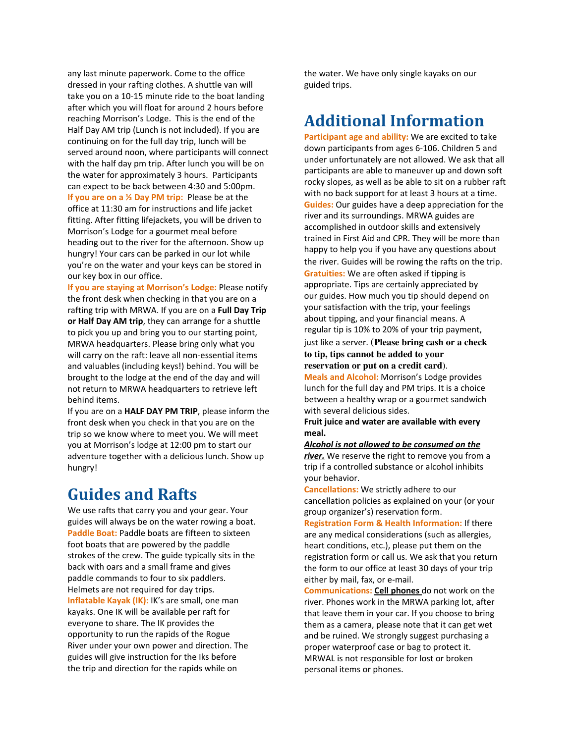any last minute paperwork. Come to the office dressed in your rafting clothes. A shuttle van will take you on a 10-15 minute ride to the boat landing after which you will float for around 2 hours before reaching Morrison's Lodge. This is the end of the Half Day AM trip (Lunch is not included). If you are continuing on for the full day trip, lunch will be served around noon, where participants will connect with the half day pm trip. After lunch you will be on the water for approximately 3 hours. Participants can expect to be back between 4:30 and 5:00pm.

**If you are on a ½ Day PM trip:** Please be at the office at 11:30 am for instructions and life jacket fitting. After fitting lifejackets, you will be driven to Morrison's Lodge for a gourmet meal before heading out to the river for the afternoon. Show up hungry! Your cars can be parked in our lot while you're on the water and your keys can be stored in our key box in our office.

**If you are staying at Morrison's Lodge:** Please notify the front desk when checking in that you are on a rafting trip with MRWA. If you are on a **Full Day Trip or Half Day AM trip**, they can arrange for a shuttle to pick you up and bring you to our starting point, MRWA headquarters. Please bring only what you will carry on the raft: leave all non-essential items and valuables (including keys!) behind. You will be brought to the lodge at the end of the day and will not return to MRWA headquarters to retrieve left behind items.

If you are on a **HALF DAY PM TRIP**, please inform the front desk when you check in that you are on the trip so we know where to meet you. We will meet you at Morrison's lodge at 12:00 pm to start our adventure together with a delicious lunch. Show up hungry!

## Guides and Rafts

We use rafts that carry you and your gear. Your guides will always be on the water rowing a boat.

**Paddle Boat:** Paddle boats are fifteen to sixteen foot boats that are powered by the paddle strokes of the crew. The guide typically sits in the back with oars and a small frame and gives paddle commands to four to six paddlers. Helmets are not required for day trips.

**Inflatable Kayak (IK):** IK's are small, one man kayaks. One IK will be available per raft for everyone to share. The IK provides the opportunity to run the rapids of the Rogue River under your own power and direction. The guides will give instruction for the Iks before the trip and direction for the rapids while on the water. We have only single kayaks on our guided trips.

## Additional Information

**Participant age and ability:** We are excited to take down participants from ages 6-106. Children 5 and under unfortunately are not allowed. We ask that all participants are able to maneuver up and down soft rocky slopes, as well as be able to sit on a rubber raft with no back support for at least 3 hours at a time.

**Guides:** Our guides have a deep appreciation for the river and its surroundings. MRWA guides are accomplished in outdoor skills and extensively trained in First Aid and CPR. They will be more than happy to help you if you have any questions about the river. Guides will be rowing the rafts on the trip.

**Gratuities:** We are often asked if tipping is appropriate. Tips are certainly appreciated by our guides. How much you tip should depend on your satisfaction with the trip, your feelings about tipping, and your financial means. A regular tip is 10% to 20% of your trip payment, just like a server. (**Please bring cash or a check to tip, tips cannot be added to your reservation or put on a credit card**).

**Meals and Alcohol:** Morrison's Lodge provides lunch for the full day and PM trips. It is a choice between a healthy wrap or a gourmet sandwich with several delicious sides.

**Fruit juice and water are available with every meal.**

***Alcohol is not allowed to be consumed on the river.*** We reserve the right to remove you from a trip if a controlled substance or alcohol inhibits your behavior.

**Cancellations:** We strictly adhere to our cancellation policies as explained on your (or your group organizer's) reservation form.

**Registration Form & Health Information:** If there are any medical considerations (such as allergies, heart conditions, etc.), please put them on the registration form or call us. We ask that you return the form to our office at least 30 days of your trip either by mail, fax, or e-mail.

**Communications:** **Cell phones** do not work on the river. Phones work in the MRWA parking lot, after that leave them in your car. If you choose to bring them as a camera, please note that it can get wet and be ruined. We strongly suggest purchasing a proper waterproof case or bag to protect it. MRWAL is not responsible for lost or broken personal items or phones.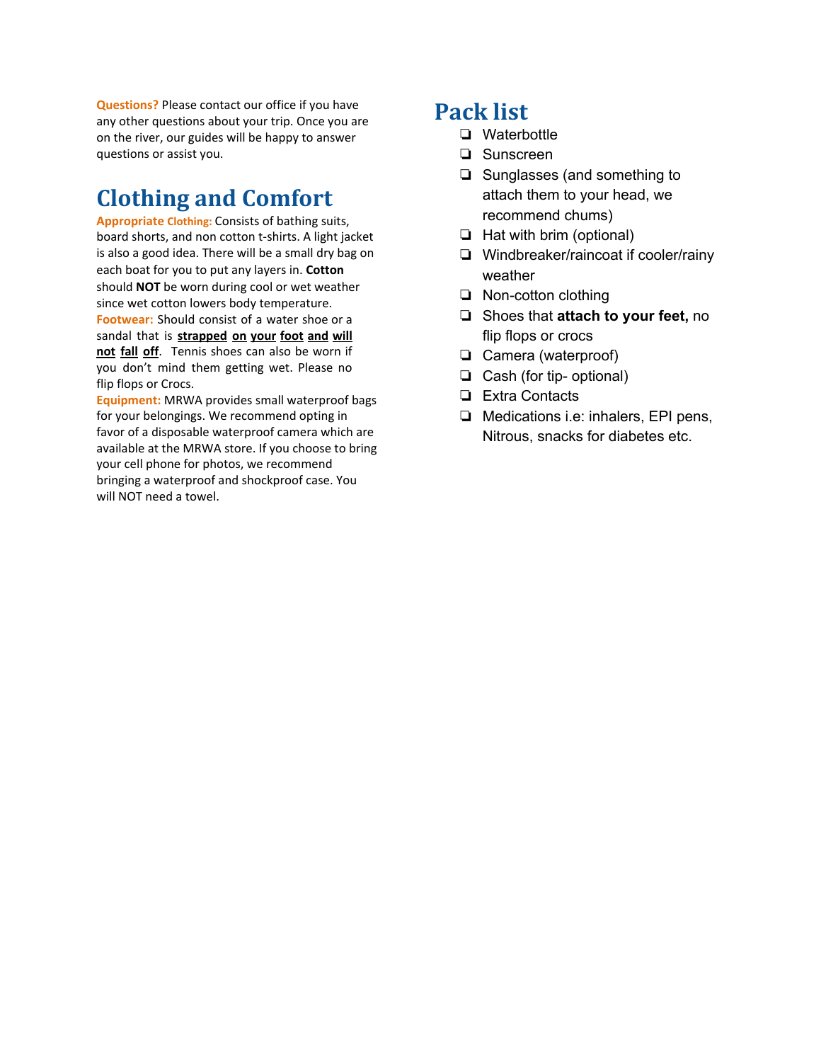**Questions?** Please contact our office if you have any other questions about your trip. Once you are on the river, our guides will be happy to answer questions or assist you.

## Clothing and Comfort

**Appropriate Clothing:** Consists of bathing suits, board shorts, and non cotton t-shirts. A light jacket is also a good idea. There will be a small dry bag on each boat for you to put any layers in. **Cotton** should **NOT** be worn during cool or wet weather since wet cotton lowers body temperature.

**Footwear:** Should consist of a water shoe or a sandal that is **strapped on your foot and will not fall off**. Tennis shoes can also be worn if you don't mind them getting wet. Please no flip flops or Crocs.

**Equipment:** MRWA provides small waterproof bags for your belongings. We recommend opting in favor of a disposable waterproof camera which are available at the MRWA store. If you choose to bring your cell phone for photos, we recommend bringing a waterproof and shockproof case. You will NOT need a towel.

## Pack list

- ❏ Waterbottle
- ❏ Sunscreen
- ❏ Sunglasses (and something to attach them to your head, we recommend chums)
- ❏ Hat with brim (optional)
- ❏ Windbreaker/raincoat if cooler/rainy weather
- ❏ Non-cotton clothing
- ❏ Shoes that **attach to your feet,** no flip flops or crocs
- ❏ Camera (waterproof)
- ❏ Cash (for tip- optional)
- ❏ Extra Contacts
- ❏ Medications i.e: inhalers, EPI pens, Nitrous, snacks for diabetes etc.